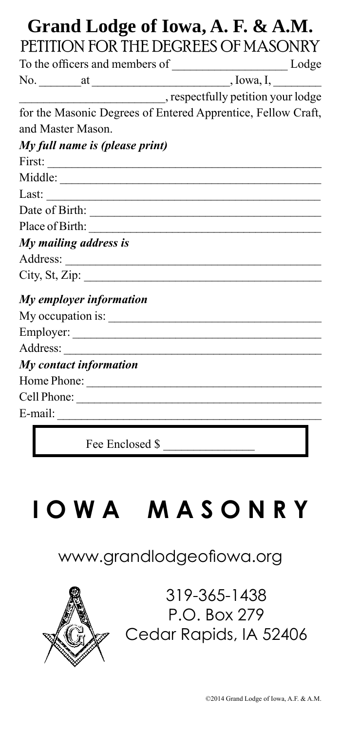# Grand Lodge of Iowa, A. F. & A.M.

## PETITION FOR THE DEGREES OF MASONRY

To the officers and members of ___________________ Lodge

No. _______ at _______________________, Iowa, I, ________

________________________, respectfully petition your lodge for the Masonic Degrees of Entered Apprentice, Fellow Craft, and Master Mason.

***My full name is (please print)***

First: ____________________________________________

Middle: ___________________________________________

Last: _____________________________________________

Date of Birth: ______________________________________

Place of Birth: _____________________________________

***My mailing address is***

Address: __________________________________________

City, St, Zip: ______________________________________

***My employer information***

My occupation is: ___________________________________

Employer: _________________________________________

Address: __________________________________________

***My contact information***

Home Phone: _______________________________________

Cell Phone: ________________________________________

E-mail: ___________________________________________

Fee Enclosed $ ______________

# IOWA MASONRY

www.grandlodgeofiowa.org

319-365-1438
P.O. Box 279
Cedar Rapids, IA 52406

©2014 Grand Lodge of Iowa, A.F. & A.M.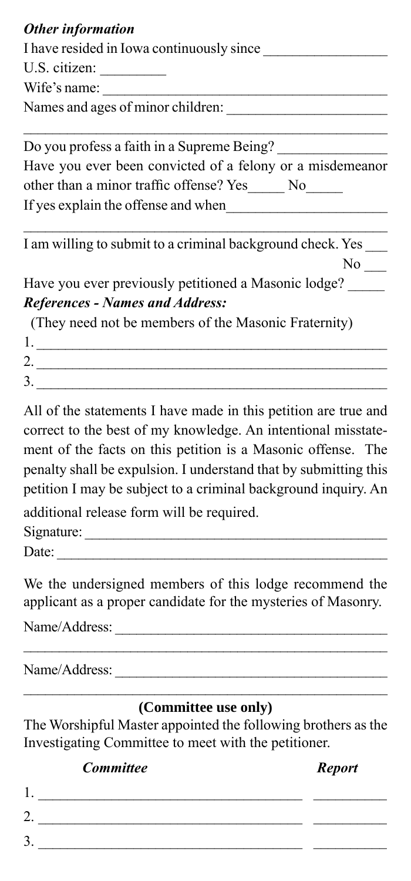***Other information***

I have resided in Iowa continuously since ________________

U.S. citizen: _________

Wife's name: ________________________________________

Names and ages of minor children: ______________________

________________________________________________

Do you profess a faith in a Supreme Being? ______________

Have you ever been convicted of a felony or a misdemeanor other than a minor traffic offense? Yes_____ No_____

If yes explain the offense and when______________________

________________________________________________

I am willing to submit to a criminal background check. Yes ___ No ___

Have you ever previously petitioned a Masonic lodge? _____

***References - Names and Address:***

(They need not be members of the Masonic Fraternity)

1. ______________________________________________
2. ______________________________________________
3. ______________________________________________

All of the statements I have made in this petition are true and correct to the best of my knowledge. An intentional misstatement of the facts on this petition is a Masonic offense. The penalty shall be expulsion. I understand that by submitting this petition I may be subject to a criminal background inquiry. An additional release form will be required.

Signature: ______________________________________

Date: __________________________________________

We the undersigned members of this lodge recommend the applicant as a proper candidate for the mysteries of Masonry.

Name/Address: ___________________________________

________________________________________________

Name/Address: ___________________________________

________________________________________________

**(Committee use only)**

The Worshipful Master appointed the following brothers as the Investigating Committee to meet with the petitioner.

| ***Committee*** | ***Report*** |
|---|---|
| 1. ____________________________________ | __________ |
| 2. ____________________________________ | __________ |
| 3. ____________________________________ | __________ |